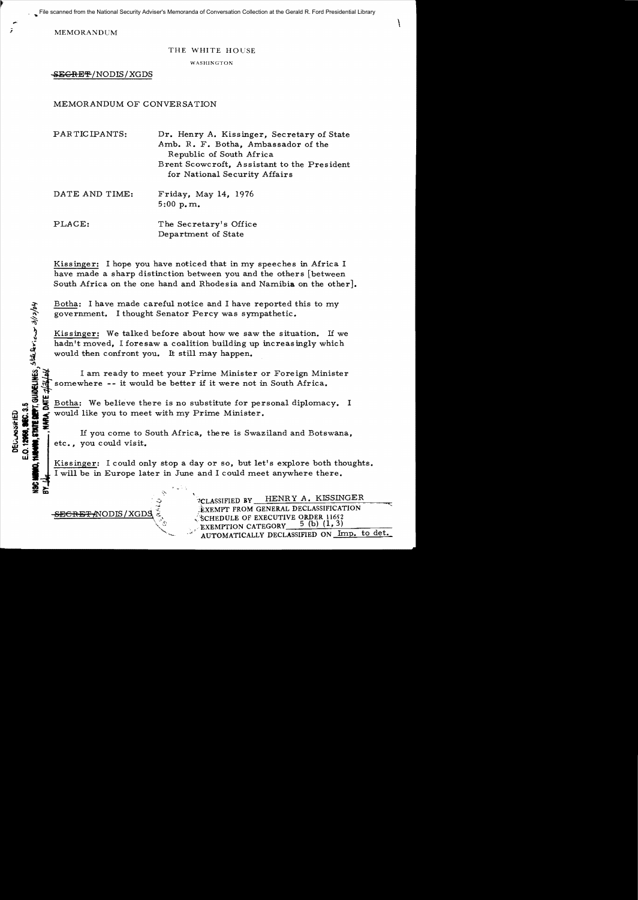MEMORANDUM

THE WHITE HOUSE

WASHINGTON

~~SECRET~~/NODIS/XGDS

MEMORANDUM OF CONVERSATION

| | |
|---|---|
| PARTICIPANTS: | Dr. Henry A. Kissinger, Secretary of State<br>Amb. R. F. Botha, Ambassador of the Republic of South Africa<br>Brent Scowcroft, Assistant to the President for National Security Affairs |
| DATE AND TIME: | Friday, May 14, 1976<br>5:00 p.m. |
| PLACE: | The Secretary's Office<br>Department of State |

Kissinger: I hope you have noticed that in my speeches in Africa I have made a sharp distinction between you and the others [between South Africa on the one hand and Rhodesia and Namibia on the other].

Botha: I have made careful notice and I have reported this to my government. I thought Senator Percy was sympathetic.

Kissinger: We talked before about how we saw the situation. If we hadn't moved, I foresaw a coalition building up increasingly which would then confront you. It still may happen.

I am ready to meet your Prime Minister or Foreign Minister somewhere -- it would be better if it were not in South Africa.

Botha: We believe there is no substitute for personal diplomacy. I would like you to meet with my Prime Minister.

If you come to South Africa, there is Swaziland and Botswana, etc., you could visit.

Kissinger: I could only stop a day or so, but let's explore both thoughts. I will be in Europe later in June and I could meet anywhere there.

~~SECRET~~/NODIS/XGDS

CLASSIFIED BY HENRY A. KISSINGER
EXEMPT FROM GENERAL DECLASSIFICATION
SCHEDULE OF EXECUTIVE ORDER 11652
EXEMPTION CATEGORY 5 (b) (1, 3)
AUTOMATICALLY DECLASSIFIED ON Imp. to det.

DECLASSIFIED
E.O. 12958, SEC. 3.5
NSC MEMO, 11/24/98, STATE DEPT. GUIDELINES, State Review 3/12/04
BY ___, NARA, DATE ___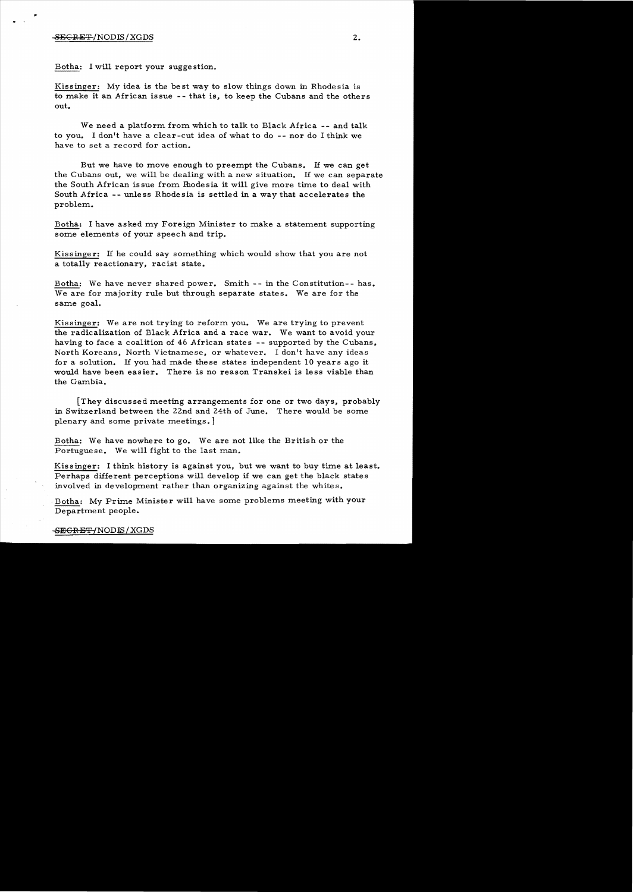Botha: I will report your suggestion.

Kissinger: My idea is the best way to slow things down in Rhodesia is to make it an African issue -- that is, to keep the Cubans and the others out.

We need a platform from which to talk to Black Africa -- and talk to you. I don't have a clear-cut idea of what to do -- nor do I think we have to set a record for action.

But we have to move enough to preempt the Cubans. If we can get the Cubans out, we will be dealing with a new situation. If we can separate the South African issue from Rhodesia it will give more time to deal with South Africa -- unless Rhodesia is settled in a way that accelerates the problem.

Botha: I have asked my Foreign Minister to make a statement supporting some elements of your speech and trip.

Kissinger: If he could say something which would show that you are not a totally reactionary, racist state.

Botha: We have never shared power. Smith -- in the Constitution-- has. We are for majority rule but through separate states. We are for the same goal.

Kissinger: We are not trying to reform you. We are trying to prevent the radicalization of Black Africa and a race war. We want to avoid your having to face a coalition of 46 African states -- supported by the Cubans, North Koreans, North Vietnamese, or whatever. I don't have any ideas for a solution. If you had made these states independent 10 years ago it would have been easier. There is no reason Transkei is less viable than the Gambia.

[They discussed meeting arrangements for one or two days, probably in Switzerland between the 22nd and 24th of June. There would be some plenary and some private meetings.]

Botha: We have nowhere to go. We are not like the British or the Portuguese. We will fight to the last man.

Kissinger: I think history is against you, but we want to buy time at least. Perhaps different perceptions will develop if we can get the black states involved in development rather than organizing against the whites.

Botha: My Prime Minister will have some problems meeting with your Department people.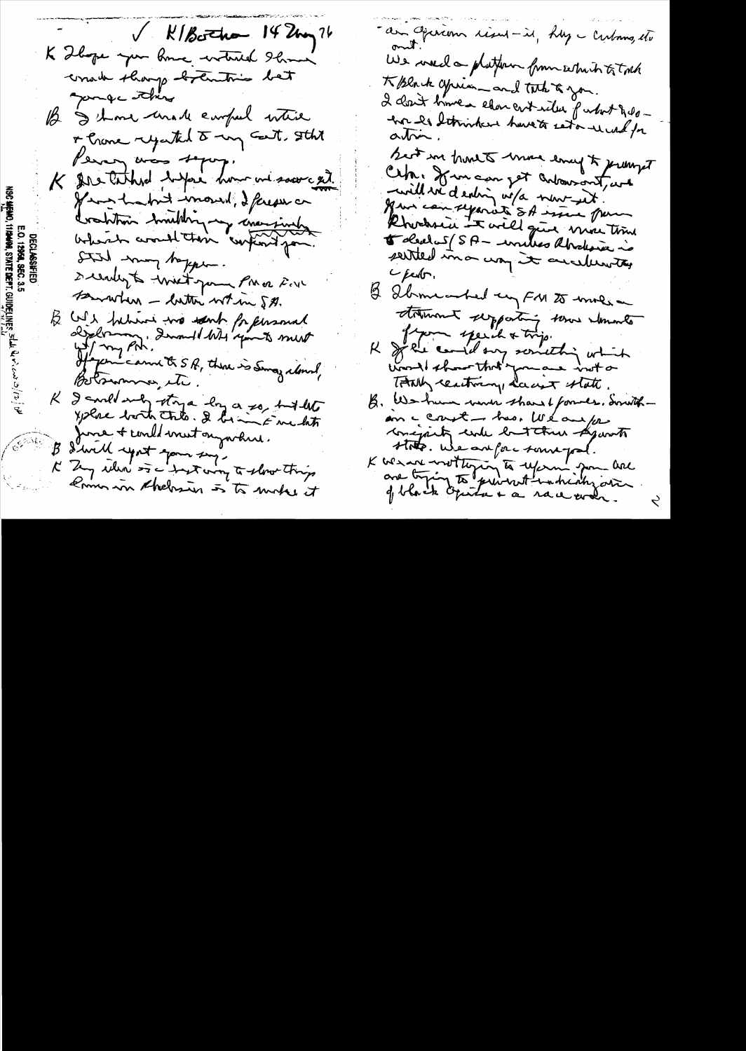✓ K/Botha 14 Aug 76

K I hope you have noticed I have made changes to Rhodesia but ~~a range~~ ~~of~~ ~~this~~.

B I have made careful notes & have reported to my Govt. What Vorster was saying.

K As I talked before from we must remain in good. If we had not moved, I feel that radical trouble in Rhodesia would have confronted you.

Still may happen.

I would like to meet your PM or F.M. somewhere – better not in SA.

B We believe no secret for personal diplomacy. I would like you to meet w/ my PM.

If you come to SA, there is Smith, Nkomo, Botswana, etc.

K I could only stay a day or so, but I'll explore both. I believe we should meet in June & could meet anywhere.

B I will report your say.

K My idea is a best way to slow things down in Rhodesia is to make it an African issue – i.e., keep Cubans etc out.

We need a platform from which to talk to Black Africa — and talk to you.

I don't have a clear idea of what proposals I think we have to set — a need for action.

But we have to move enough to prompt Cdn. If we can get Cubans out, we will be dealing w/a new set.

If we can separate SA issue from Rhodesia it will give more time to deal w/ SA — unless Rhodesia is settled in a way it accelerates upheavals.

B I have asked my FM to make a statement supporting some elements of your speech & trip.

K If he could say something which would show that you are not a totally reactionary, racist state.

B. We have never shared powers. Smith — on a cost — has. We are for majority rule but their separate state. We are for same goal.

K We are not trying to reform you. We are trying to prevent radicalization of Black Africa & a race war.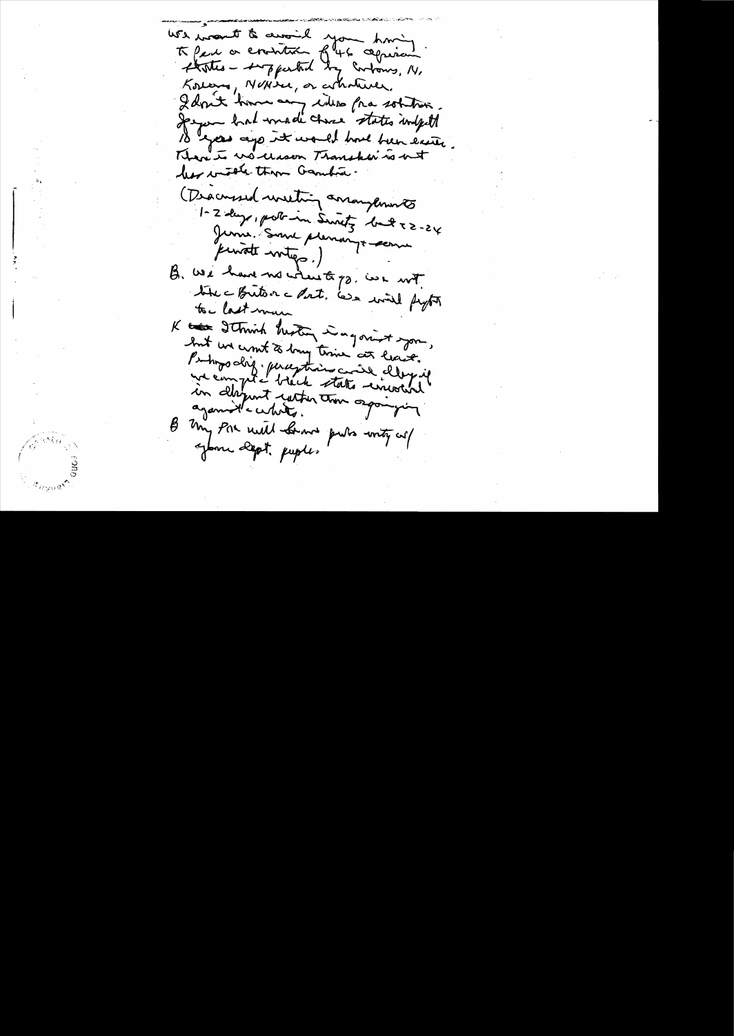We want to avoid you having to face a coalition of 46 African states – supported by Cubans, N. Koreans, NVNese, or whatever.

I don't know any ideas for a solution. If you had made those states independent 10 years ago it would have been easier. There is no reason Transkei is not less viable than Gambia.

(Discussed meeting arrangements 1-2 days, prob in Switz but 22-24 June. Some plenary & some private mtgs.)

B. We have no where to go. We are not like a Briton or Port. We will fight to the last man

K I think history is against you, but we want to buy time at least. Psychologically, perceptions would change if we compel black states involved in dialogue rather than opposing against whites.

B My PM will brief pubs only w/ your dept. people.